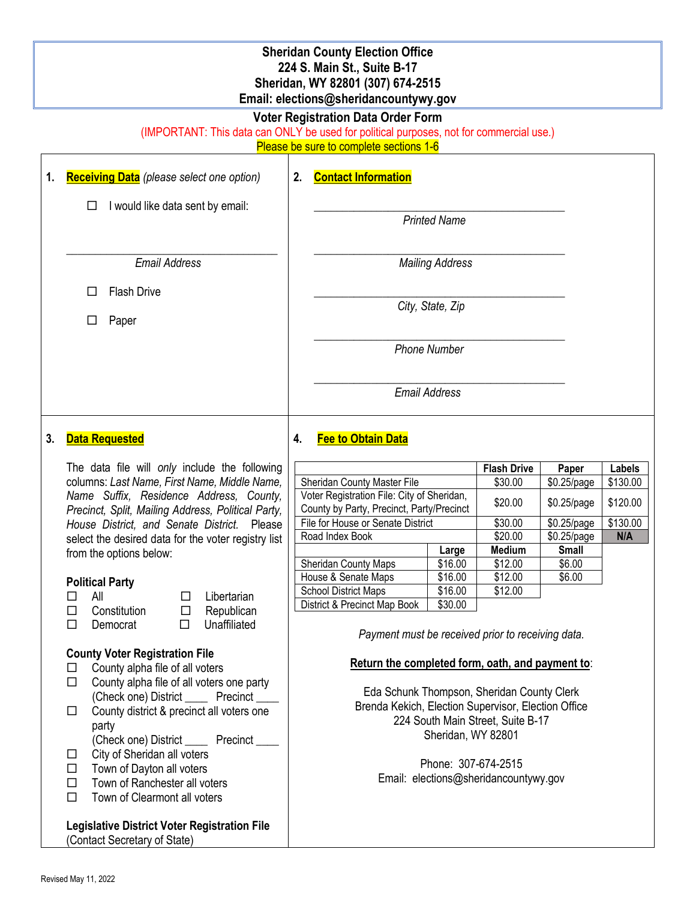**Sheridan County Election Office**
**224 S. Main St., Suite B-17**
**Sheridan, WY 82801 (307) 674-2515**
**Email: elections@sheridancountywy.gov**

# Voter Registration Data Order Form

(IMPORTANT: This data can ONLY be used for political purposes, not for commercial use.)

Please be sure to complete sections 1-6

## 1. Receiving Data *(please select one option)*

☐ I would like data sent by email:

\_\_\_\_\_\_\_\_\_\_\_\_\_\_\_\_\_\_\_\_\_\_\_\_\_\_\_\_\_\_\_\_\_\_\_\_\_\_\_\_
*Email Address*

☐ Flash Drive

☐ Paper

## 2. Contact Information

\_\_\_\_\_\_\_\_\_\_\_\_\_\_\_\_\_\_\_\_\_\_\_\_\_\_\_\_\_\_\_\_\_\_\_\_\_\_\_\_
*Printed Name*

\_\_\_\_\_\_\_\_\_\_\_\_\_\_\_\_\_\_\_\_\_\_\_\_\_\_\_\_\_\_\_\_\_\_\_\_\_\_\_\_
*Mailing Address*

\_\_\_\_\_\_\_\_\_\_\_\_\_\_\_\_\_\_\_\_\_\_\_\_\_\_\_\_\_\_\_\_\_\_\_\_\_\_\_\_
*City, State, Zip*

\_\_\_\_\_\_\_\_\_\_\_\_\_\_\_\_\_\_\_\_\_\_\_\_\_\_\_\_\_\_\_\_\_\_\_\_\_\_\_\_
*Phone Number*

\_\_\_\_\_\_\_\_\_\_\_\_\_\_\_\_\_\_\_\_\_\_\_\_\_\_\_\_\_\_\_\_\_\_\_\_\_\_\_\_
*Email Address*

## 3. Data Requested

The data file will *only* include the following columns: *Last Name, First Name, Middle Name, Name Suffix, Residence Address, County, Precinct, Split, Mailing Address, Political Party, House District, and Senate District.* Please select the desired data for the voter registry list from the options below:

**Political Party**

☐ All
☐ Constitution
☐ Democrat
☐ Libertarian
☐ Republican
☐ Unaffiliated

**County Voter Registration File**

☐ County alpha file of all voters
☐ County alpha file of all voters one party
(Check one) District \_\_\_\_ Precinct \_\_\_\_
☐ County district & precinct all voters one party
(Check one) District \_\_\_\_ Precinct \_\_\_\_
☐ City of Sheridan all voters
☐ Town of Dayton all voters
☐ Town of Ranchester all voters
☐ Town of Clearmont all voters

**Legislative District Voter Registration File**
(Contact Secretary of State)

## 4. Fee to Obtain Data

| | Flash Drive | Paper | Labels |
|---|---|---|---|
| Sheridan County Master File | $30.00 | $0.25/page | $130.00 |
| Voter Registration File: City of Sheridan, County by Party, Precinct, Party/Precinct | $20.00 | $0.25/page | $120.00 |
| File for House or Senate District | $30.00 | $0.25/page | $130.00 |
| Road Index Book | $20.00 | $0.25/page | N/A |

| | Large | Medium | Small |
|---|---|---|---|
| Sheridan County Maps | $16.00 | $12.00 | $6.00 |
| House & Senate Maps | $16.00 | $12.00 | $6.00 |
| School District Maps | $16.00 | $12.00 | |
| District & Precinct Map Book | $30.00 | | |

*Payment must be received prior to receiving data.*

**Return the completed form, oath, and payment to**:

Eda Schunk Thompson, Sheridan County Clerk
Brenda Kekich, Election Supervisor, Election Office
224 South Main Street, Suite B-17
Sheridan, WY 82801

Phone: 307-674-2515
Email: elections@sheridancountywy.gov

Revised May 11, 2022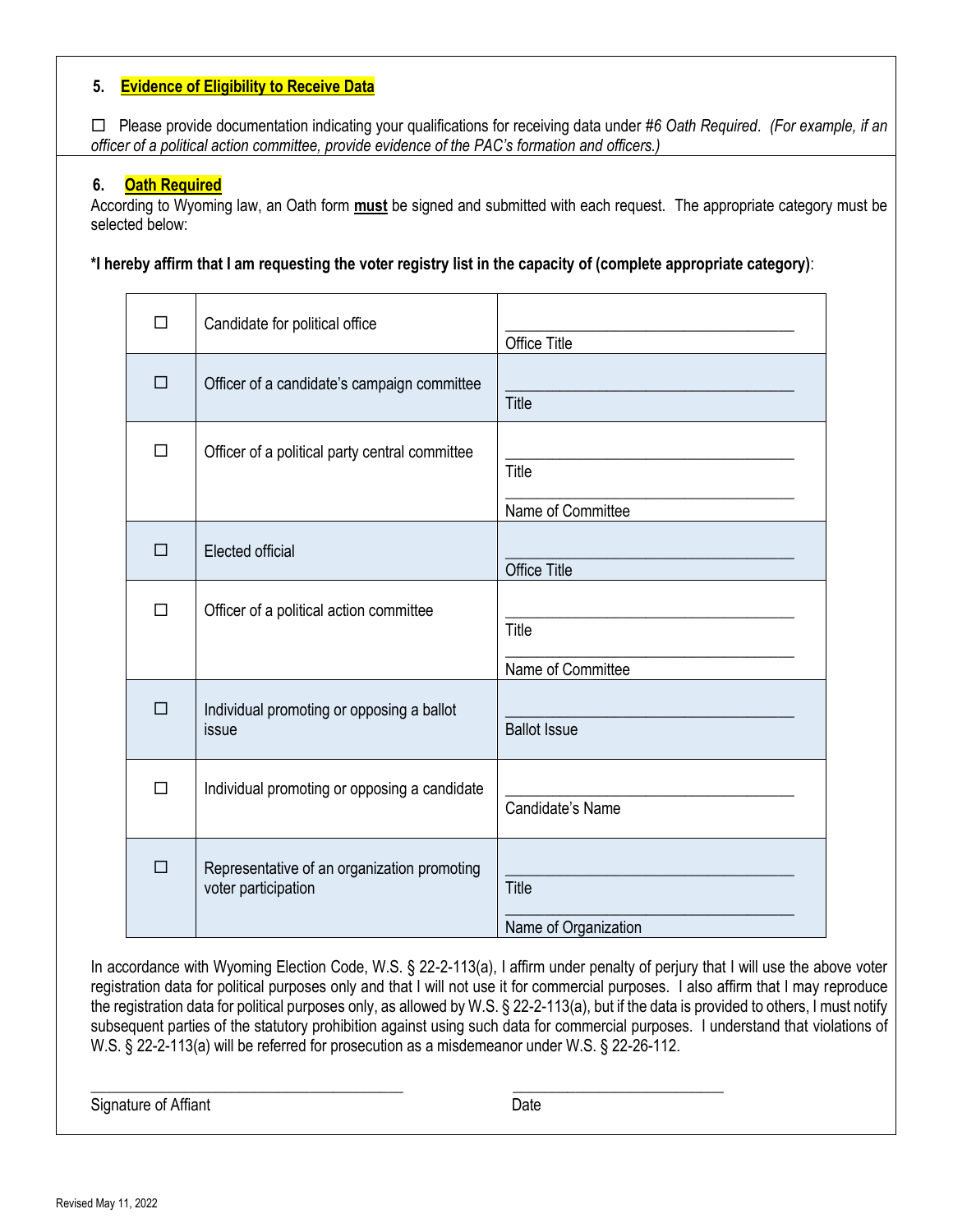## 5. Evidence of Eligibility to Receive Data

☐ Please provide documentation indicating your qualifications for receiving data under *#6 Oath Required*. *(For example, if an officer of a political action committee, provide evidence of the PAC's formation and officers.)*

## 6. Oath Required

According to Wyoming law, an Oath form **must** be signed and submitted with each request. The appropriate category must be selected below:

**\*I hereby affirm that I am requesting the voter registry list in the capacity of (complete appropriate category)**:

| | | |
|---|---|---|
| ☐ | Candidate for political office | ____________________<br>Office Title |
| ☐ | Officer of a candidate's campaign committee | ____________________<br>Title |
| ☐ | Officer of a political party central committee | ____________________<br>Title<br>____________________<br>Name of Committee |
| ☐ | Elected official | ____________________<br>Office Title |
| ☐ | Officer of a political action committee | ____________________<br>Title<br>____________________<br>Name of Committee |
| ☐ | Individual promoting or opposing a ballot issue | ____________________<br>Ballot Issue |
| ☐ | Individual promoting or opposing a candidate | ____________________<br>Candidate's Name |
| ☐ | Representative of an organization promoting voter participation | ____________________<br>Title<br>____________________<br>Name of Organization |

In accordance with Wyoming Election Code, W.S. § 22-2-113(a), I affirm under penalty of perjury that I will use the above voter registration data for political purposes only and that I will not use it for commercial purposes. I also affirm that I may reproduce the registration data for political purposes only, as allowed by W.S. § 22-2-113(a), but if the data is provided to others, I must notify subsequent parties of the statutory prohibition against using such data for commercial purposes. I understand that violations of W.S. § 22-2-113(a) will be referred for prosecution as a misdemeanor under W.S. § 22-26-112.

________________________________ ____________________

Signature of Affiant Date

Revised May 11, 2022